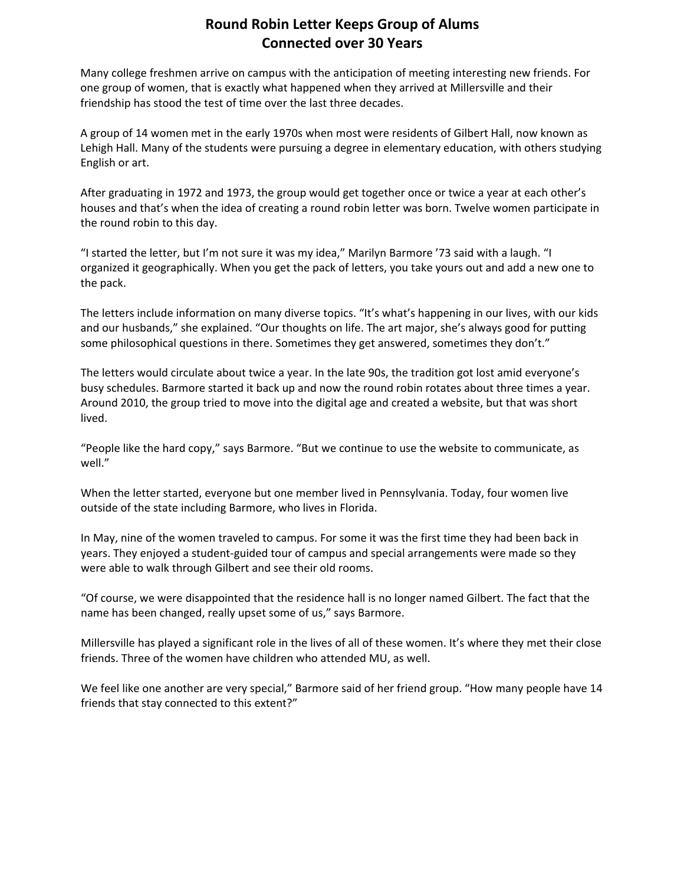# Round Robin Letter Keeps Group of Alums Connected over 30 Years

Many college freshmen arrive on campus with the anticipation of meeting interesting new friends. For one group of women, that is exactly what happened when they arrived at Millersville and their friendship has stood the test of time over the last three decades.

A group of 14 women met in the early 1970s when most were residents of Gilbert Hall, now known as Lehigh Hall. Many of the students were pursuing a degree in elementary education, with others studying English or art.

After graduating in 1972 and 1973, the group would get together once or twice a year at each other's houses and that's when the idea of creating a round robin letter was born. Twelve women participate in the round robin to this day.

"I started the letter, but I'm not sure it was my idea," Marilyn Barmore '73 said with a laugh. "I organized it geographically. When you get the pack of letters, you take yours out and add a new one to the pack.

The letters include information on many diverse topics. "It's what's happening in our lives, with our kids and our husbands," she explained. "Our thoughts on life. The art major, she's always good for putting some philosophical questions in there. Sometimes they get answered, sometimes they don't."

The letters would circulate about twice a year. In the late 90s, the tradition got lost amid everyone's busy schedules. Barmore started it back up and now the round robin rotates about three times a year. Around 2010, the group tried to move into the digital age and created a website, but that was short lived.

"People like the hard copy," says Barmore. "But we continue to use the website to communicate, as well."

When the letter started, everyone but one member lived in Pennsylvania. Today, four women live outside of the state including Barmore, who lives in Florida.

In May, nine of the women traveled to campus. For some it was the first time they had been back in years. They enjoyed a student-guided tour of campus and special arrangements were made so they were able to walk through Gilbert and see their old rooms.

"Of course, we were disappointed that the residence hall is no longer named Gilbert. The fact that the name has been changed, really upset some of us," says Barmore.

Millersville has played a significant role in the lives of all of these women. It's where they met their close friends. Three of the women have children who attended MU, as well.

We feel like one another are very special," Barmore said of her friend group. "How many people have 14 friends that stay connected to this extent?"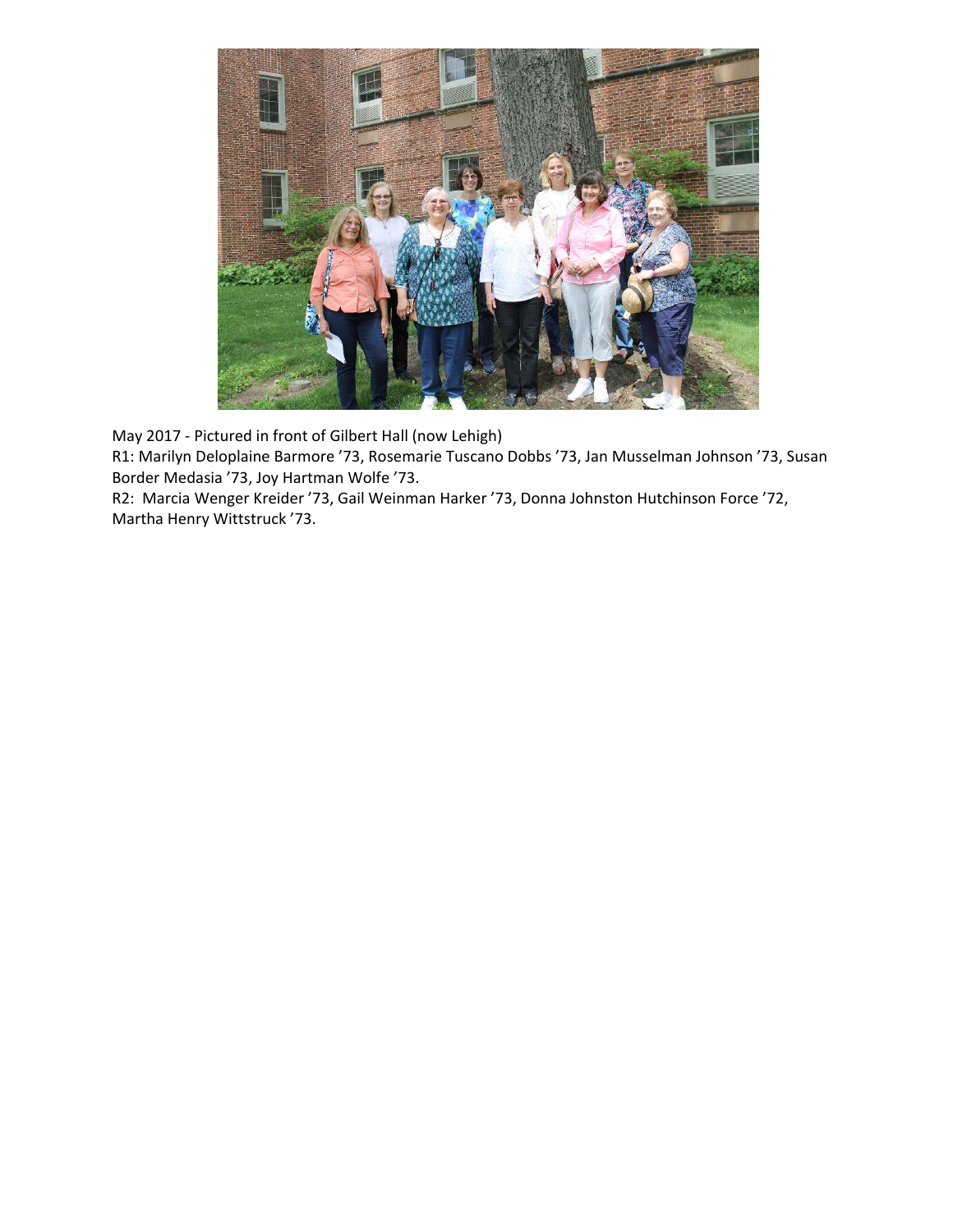May 2017 - Pictured in front of Gilbert Hall (now Lehigh)

R1: Marilyn Deloplaine Barmore '73, Rosemarie Tuscano Dobbs '73, Jan Musselman Johnson '73, Susan Border Medasia '73, Joy Hartman Wolfe '73.

R2: Marcia Wenger Kreider '73, Gail Weinman Harker '73, Donna Johnston Hutchinson Force '72, Martha Henry Wittstruck '73.